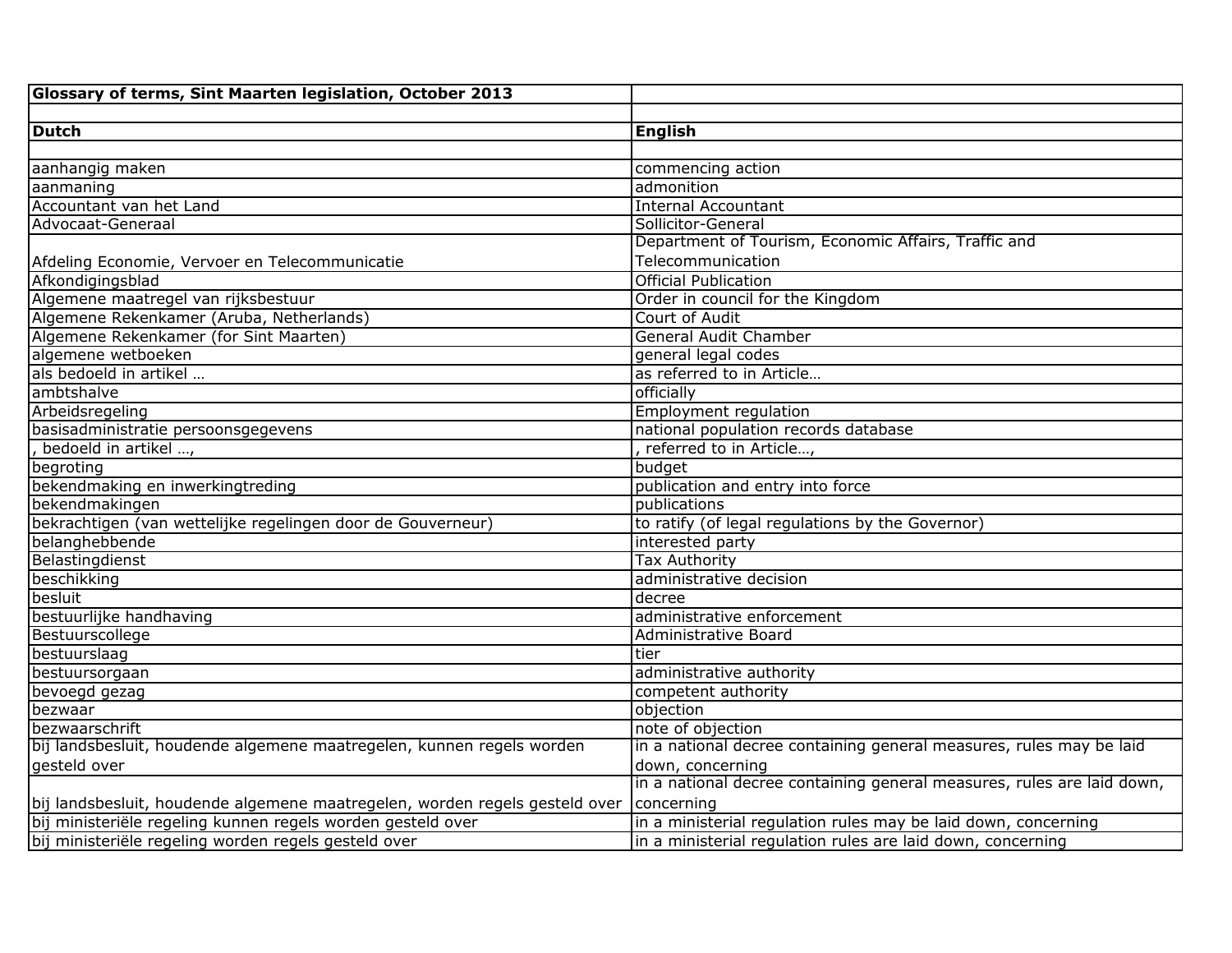| Glossary of terms, Sint Maarten legislation, October 2013 | |
|---|---|
| | |
| **Dutch** | **English** |
| | |
| aanhangig maken | commencing action |
| aanmaning | admonition |
| Accountant van het Land | Internal Accountant |
| Advocaat-Generaal | Sollicitor-General |
| Afdeling Economie, Vervoer en Telecommunicatie | Department of Tourism, Economic Affairs, Traffic and Telecommunication |
| Afkondigingsblad | Official Publication |
| Algemene maatregel van rijksbestuur | Order in council for the Kingdom |
| Algemene Rekenkamer (Aruba, Netherlands) | Court of Audit |
| Algemene Rekenkamer (for Sint Maarten) | General Audit Chamber |
| algemene wetboeken | general legal codes |
| als bedoeld in artikel … | as referred to in Article… |
| ambtshalve | officially |
| Arbeidsregeling | Employment regulation |
| basisadministratie persoonsgegevens | national population records database |
| , bedoeld in artikel …, | , referred to in Article…, |
| begroting | budget |
| bekendmaking en inwerkingtreding | publication and entry into force |
| bekendmakingen | publications |
| bekrachtigen (van wettelijke regelingen door de Gouverneur) | to ratify (of legal regulations by the Governor) |
| belanghebbende | interested party |
| Belastingdienst | Tax Authority |
| beschikking | administrative decision |
| besluit | decree |
| bestuurlijke handhaving | administrative enforcement |
| Bestuurscollege | Administrative Board |
| bestuurslaag | tier |
| bestuursorgaan | administrative authority |
| bevoegd gezag | competent authority |
| bezwaar | objection |
| bezwaarschrift | note of objection |
| bij landsbesluit, houdende algemene maatregelen, kunnen regels worden gesteld over | in a national decree containing general measures, rules may be laid down, concerning |
| bij landsbesluit, houdende algemene maatregelen, worden regels gesteld over | in a national decree containing general measures, rules are laid down, concerning |
| bij ministeriële regeling kunnen regels worden gesteld over | in a ministerial regulation rules may be laid down, concerning |
| bij ministeriële regeling worden regels gesteld over | in a ministerial regulation rules are laid down, concerning |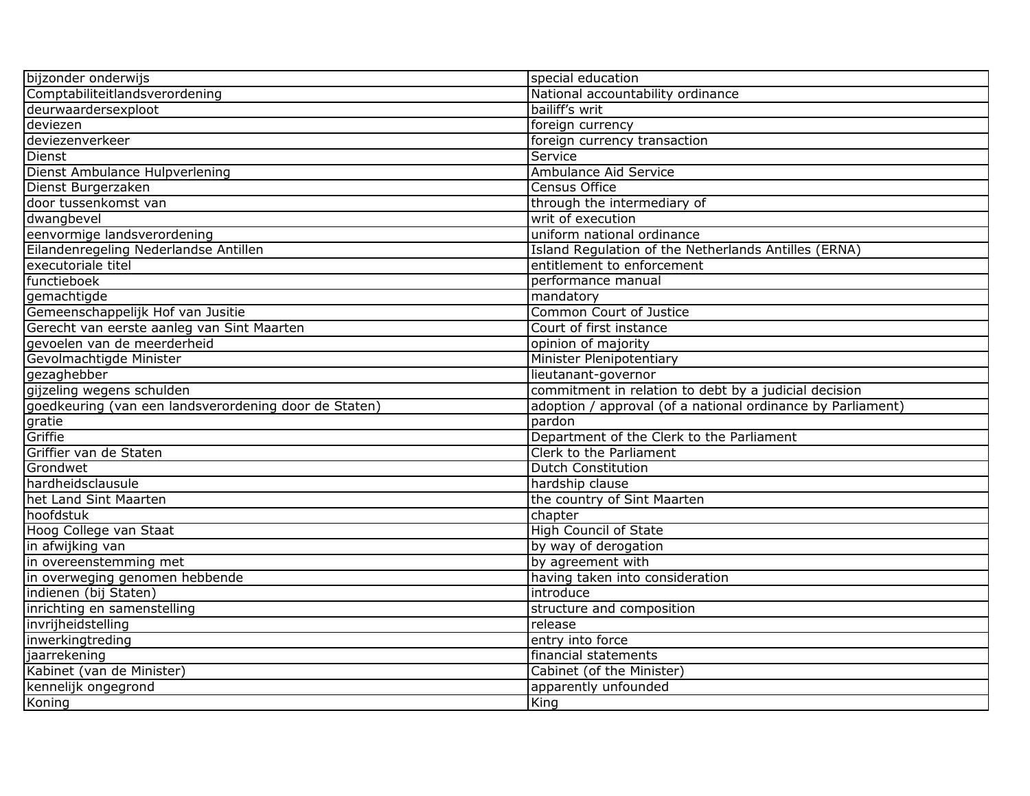| bijzonder onderwijs | special education |
|---|---|
| Comptabiliteitlandsverordening | National accountability ordinance |
| deurwaardersexploot | bailiff’s writ |
| deviezen | foreign currency |
| deviezenverkeer | foreign currency transaction |
| Dienst | Service |
| Dienst Ambulance Hulpverlening | Ambulance Aid Service |
| Dienst Burgerzaken | Census Office |
| door tussenkomst van | through the intermediary of |
| dwangbevel | writ of execution |
| eenvormige landsverordening | uniform national ordinance |
| Eilandenregeling Nederlandse Antillen | Island Regulation of the Netherlands Antilles (ERNA) |
| executoriale titel | entitlement to enforcement |
| functieboek | performance manual |
| gemachtigde | mandatory |
| Gemeenschappelijk Hof van Jusitie | Common Court of Justice |
| Gerecht van eerste aanleg van Sint Maarten | Court of first instance |
| gevoelen van de meerderheid | opinion of majority |
| Gevolmachtigde Minister | Minister Plenipotentiary |
| gezaghebber | lieutenant-governor |
| gijzeling wegens schulden | commitment in relation to debt by a judicial decision |
| goedkeuring (van een landsverordening door de Staten) | adoption / approval (of a national ordinance by Parliament) |
| gratie | pardon |
| Griffie | Department of the Clerk to the Parliament |
| Griffier van de Staten | Clerk to the Parliament |
| Grondwet | Dutch Constitution |
| hardheidsclausule | hardship clause |
| het Land Sint Maarten | the country of Sint Maarten |
| hoofdstuk | chapter |
| Hoog College van Staat | High Council of State |
| in afwijking van | by way of derogation |
| in overeenstemming met | by agreement with |
| in overweging genomen hebbende | having taken into consideration |
| indienen (bij Staten) | introduce |
| inrichting en samenstelling | structure and composition |
| invrijheidstelling | release |
| inwerkingtreding | entry into force |
| jaarrekening | financial statements |
| Kabinet (van de Minister) | Cabinet (of the Minister) |
| kennelijk ongegrond | apparently unfounded |
| Koning | King |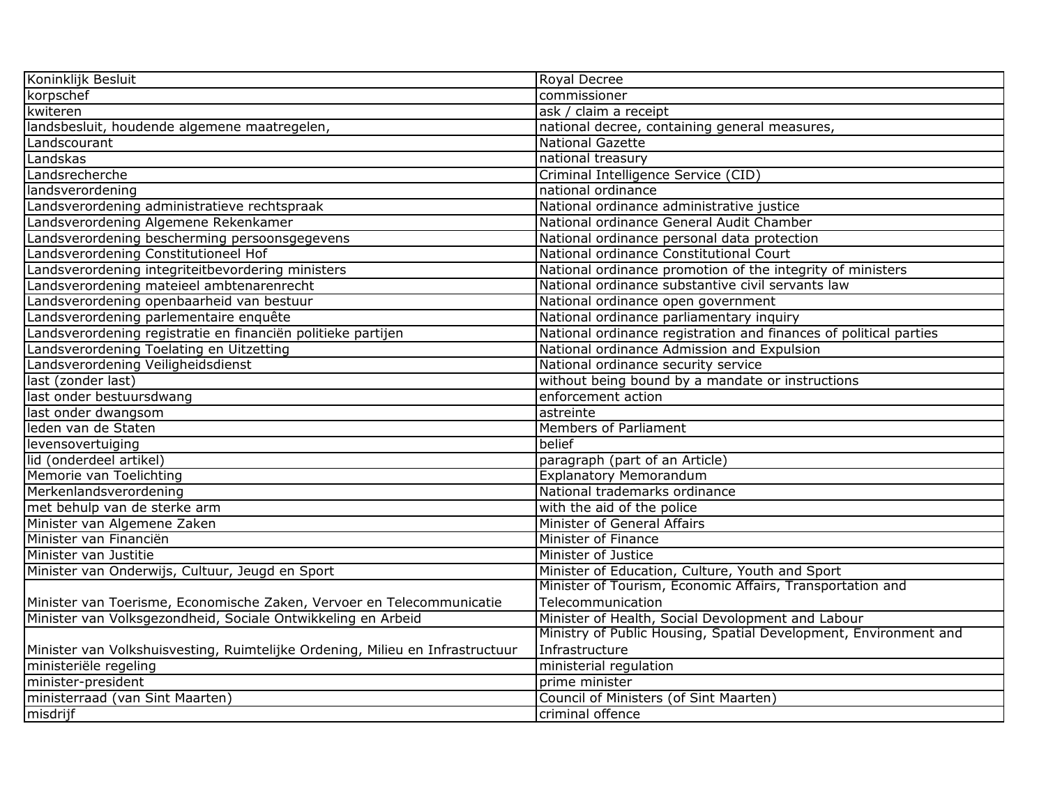| Koninklijk Besluit | Royal Decree |
|---|---|
| korpschef | commissioner |
| kwiteren | ask / claim a receipt |
| landsbesluit, houdende algemene maatregelen, | national decree, containing general measures, |
| Landscourant | National Gazette |
| Landskas | national treasury |
| Landsrecherche | Criminal Intelligence Service (CID) |
| landsverordening | national ordinance |
| Landsverordening administratieve rechtspraak | National ordinance administrative justice |
| Landsverordening Algemene Rekenkamer | National ordinance General Audit Chamber |
| Landsverordening bescherming persoonsgegevens | National ordinance personal data protection |
| Landsverordening Constitutioneel Hof | National ordinance Constitutional Court |
| Landsverordening integriteitbevordering ministers | National ordinance promotion of the integrity of ministers |
| Landsverordening mateieel ambtenarenrecht | National ordinance substantive civil servants law |
| Landsverordening openbaarheid van bestuur | National ordinance open government |
| Landsverordening parlementaire enquête | National ordinance parliamentary inquiry |
| Landsverordening registratie en financiën politieke partijen | National ordinance registration and finances of political parties |
| Landsverordening Toelating en Uitzetting | National ordinance Admission and Expulsion |
| Landsverordening Veiligheidsdienst | National ordinance security service |
| last (zonder last) | without being bound by a mandate or instructions |
| last onder bestuursdwang | enforcement action |
| last onder dwangsom | astreinte |
| leden van de Staten | Members of Parliament |
| levensovertuiging | belief |
| lid (onderdeel artikel) | paragraph (part of an Article) |
| Memorie van Toelichting | Explanatory Memorandum |
| Merkenlandsverordening | National trademarks ordinance |
| met behulp van de sterke arm | with the aid of the police |
| Minister van Algemene Zaken | Minister of General Affairs |
| Minister van Financiën | Minister of Finance |
| Minister van Justitie | Minister of Justice |
| Minister van Onderwijs, Cultuur, Jeugd en Sport | Minister of Education, Culture, Youth and Sport |
| Minister van Toerisme, Economische Zaken, Vervoer en Telecommunicatie | Minister of Tourism, Economic Affairs, Transportation and Telecommunication |
| Minister van Volksgezondheid, Sociale Ontwikkeling en Arbeid | Minister of Health, Social Devolopment and Labour |
| Minister van Volkshuisvesting, Ruimtelijke Ordening, Milieu en Infrastructuur | Ministry of Public Housing, Spatial Development, Environment and Infrastructure |
| ministeriële regeling | ministerial regulation |
| minister-president | prime minister |
| ministerraad (van Sint Maarten) | Council of Ministers (of Sint Maarten) |
| misdrijf | criminal offence |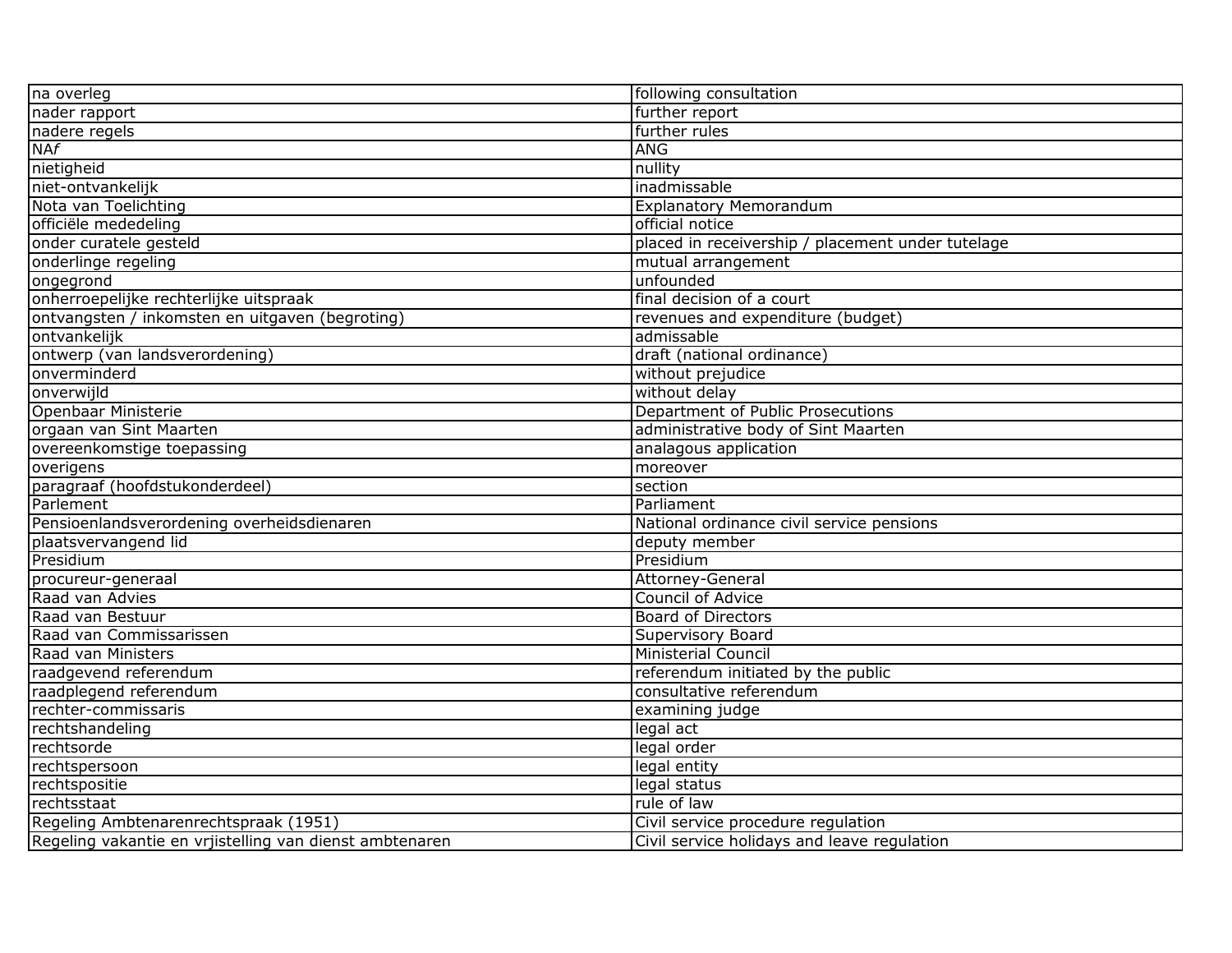| | |
|---|---|
| na overleg | following consultation |
| nader rapport | further report |
| nadere regels | further rules |
| NA*f* | ANG |
| nietigheid | nullity |
| niet-ontvankelijk | inadmissable |
| Nota van Toelichting | Explanatory Memorandum |
| officiële mededeling | official notice |
| onder curatele gesteld | placed in receivership / placement under tutelage |
| onderlinge regeling | mutual arrangement |
| ongegrond | unfounded |
| onherroepelijke rechterlijke uitspraak | final decision of a court |
| ontvangsten / inkomsten en uitgaven (begroting) | revenues and expenditure (budget) |
| ontvankelijk | admissable |
| ontwerp (van landsverordening) | draft (national ordinance) |
| onverminderd | without prejudice |
| onverwijld | without delay |
| Openbaar Ministerie | Department of Public Prosecutions |
| orgaan van Sint Maarten | administrative body of Sint Maarten |
| overeenkomstige toepassing | analagous application |
| overigens | moreover |
| paragraaf (hoofdstukonderdeel) | section |
| Parlement | Parliament |
| Pensioenlandsverordening overheidsdienaren | National ordinance civil service pensions |
| plaatsvervangend lid | deputy member |
| Presidium | Presidium |
| procureur-generaal | Attorney-General |
| Raad van Advies | Council of Advice |
| Raad van Bestuur | Board of Directors |
| Raad van Commissarissen | Supervisory Board |
| Raad van Ministers | Ministerial Council |
| raadgevend referendum | referendum initiated by the public |
| raadplegend referendum | consultative referendum |
| rechter-commissaris | examining judge |
| rechtshandeling | legal act |
| rechtsorde | legal order |
| rechtspersoon | legal entity |
| rechtspositie | legal status |
| rechtsstaat | rule of law |
| Regeling Ambtenarenrechtspraak (1951) | Civil service procedure regulation |
| Regeling vakantie en vrjistelling van dienst ambtenaren | Civil service holidays and leave regulation |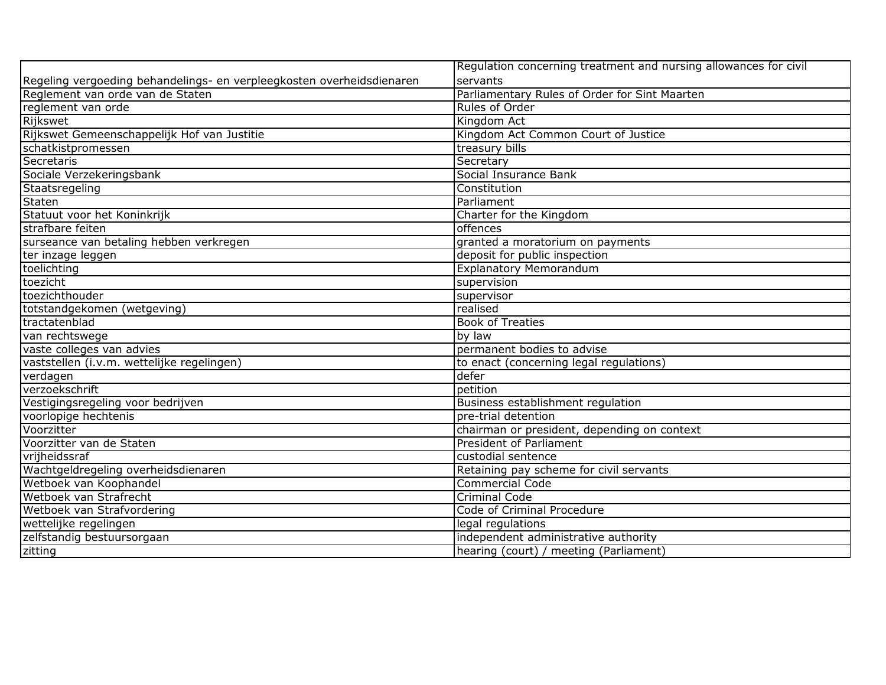| | |
|---|---|
| Regeling vergoeding behandelings- en verpleegkosten overheidsdienaren | Regulation concerning treatment and nursing allowances for civil servants |
| Reglement van orde van de Staten | Parliamentary Rules of Order for Sint Maarten |
| reglement van orde | Rules of Order |
| Rijkswet | Kingdom Act |
| Rijkswet Gemeenschappelijk Hof van Justitie | Kingdom Act Common Court of Justice |
| schatkistpromessen | treasury bills |
| Secretaris | Secretary |
| Sociale Verzekeringsbank | Social Insurance Bank |
| Staatsregeling | Constitution |
| Staten | Parliament |
| Statuut voor het Koninkrijk | Charter for the Kingdom |
| strafbare feiten | offences |
| surseance van betaling hebben verkregen | granted a moratorium on payments |
| ter inzage leggen | deposit for public inspection |
| toelichting | Explanatory Memorandum |
| toezicht | supervision |
| toezichthouder | supervisor |
| totstandgekomen (wetgeving) | realised |
| tractatenblad | Book of Treaties |
| van rechtswege | by law |
| vaste colleges van advies | permanent bodies to advise |
| vaststellen (i.v.m. wettelijke regelingen) | to enact (concerning legal regulations) |
| verdagen | defer |
| verzoekschrift | petition |
| Vestigingsregeling voor bedrijven | Business establishment regulation |
| voorlopige hechtenis | pre-trial detention |
| Voorzitter | chairman or president, depending on context |
| Voorzitter van de Staten | President of Parliament |
| vrijheidssraf | custodial sentence |
| Wachtgeldregeling overheidsdienaren | Retaining pay scheme for civil servants |
| Wetboek van Koophandel | Commercial Code |
| Wetboek van Strafrecht | Criminal Code |
| Wetboek van Strafvordering | Code of Criminal Procedure |
| wettelijke regelingen | legal regulations |
| zelfstandig bestuursorgaan | independent administrative authority |
| zitting | hearing (court) / meeting (Parliament) |